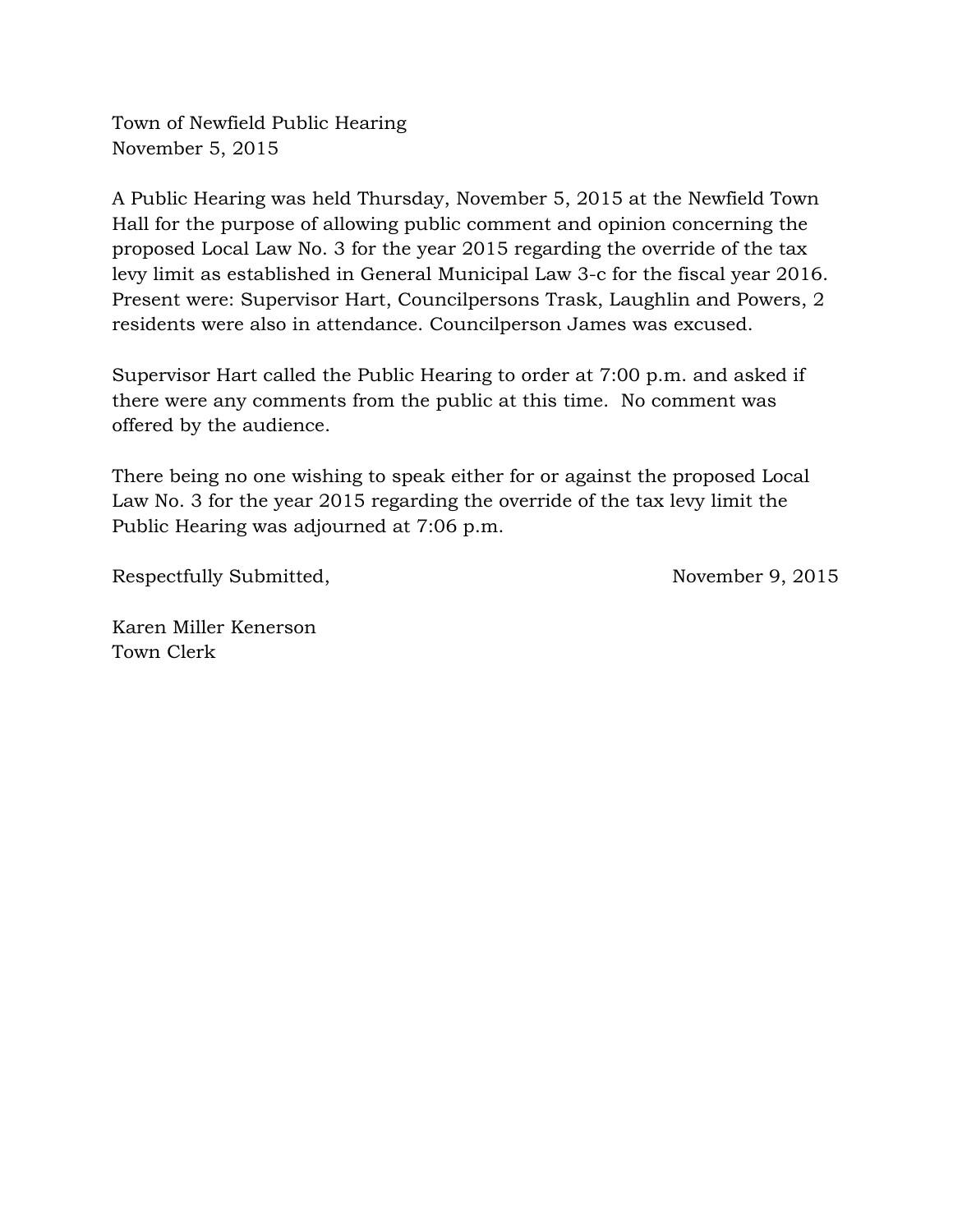Town of Newfield Public Hearing
November 5, 2015

A Public Hearing was held Thursday, November 5, 2015 at the Newfield Town Hall for the purpose of allowing public comment and opinion concerning the proposed Local Law No. 3 for the year 2015 regarding the override of the tax levy limit as established in General Municipal Law 3-c for the fiscal year 2016. Present were: Supervisor Hart, Councilpersons Trask, Laughlin and Powers, 2 residents were also in attendance. Councilperson James was excused.

Supervisor Hart called the Public Hearing to order at 7:00 p.m. and asked if there were any comments from the public at this time. No comment was offered by the audience.

There being no one wishing to speak either for or against the proposed Local Law No. 3 for the year 2015 regarding the override of the tax levy limit the Public Hearing was adjourned at 7:06 p.m.

Respectfully Submitted, November 9, 2015

Karen Miller Kenerson
Town Clerk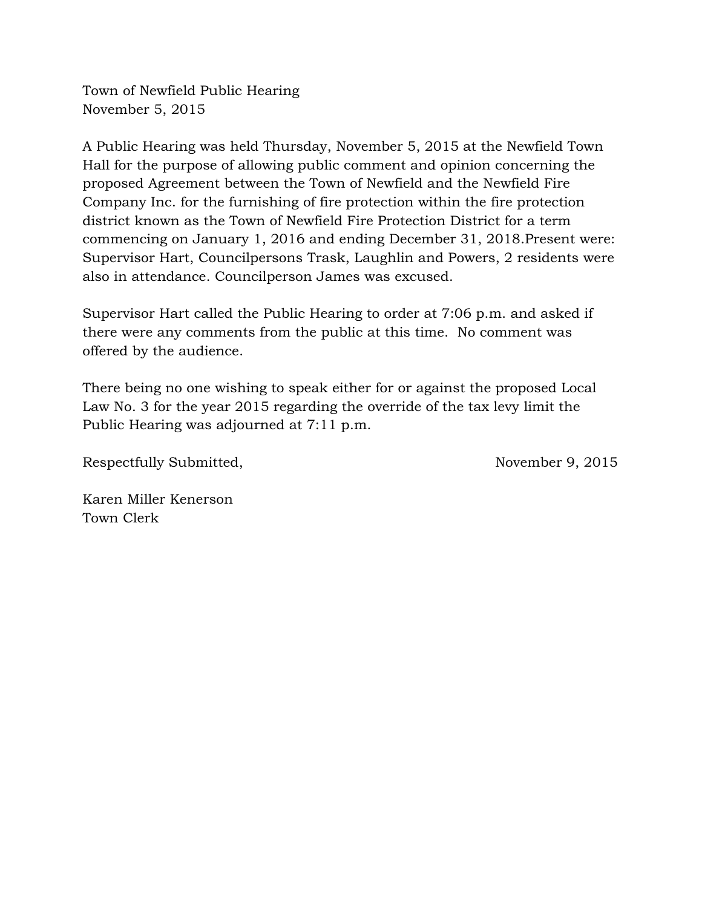Town of Newfield Public Hearing
November 5, 2015

A Public Hearing was held Thursday, November 5, 2015 at the Newfield Town Hall for the purpose of allowing public comment and opinion concerning the proposed Agreement between the Town of Newfield and the Newfield Fire Company Inc. for the furnishing of fire protection within the fire protection district known as the Town of Newfield Fire Protection District for a term commencing on January 1, 2016 and ending December 31, 2018.Present were: Supervisor Hart, Councilpersons Trask, Laughlin and Powers, 2 residents were also in attendance. Councilperson James was excused.

Supervisor Hart called the Public Hearing to order at 7:06 p.m. and asked if there were any comments from the public at this time. No comment was offered by the audience.

There being no one wishing to speak either for or against the proposed Local Law No. 3 for the year 2015 regarding the override of the tax levy limit the Public Hearing was adjourned at 7:11 p.m.

Respectfully Submitted, November 9, 2015

Karen Miller Kenerson
Town Clerk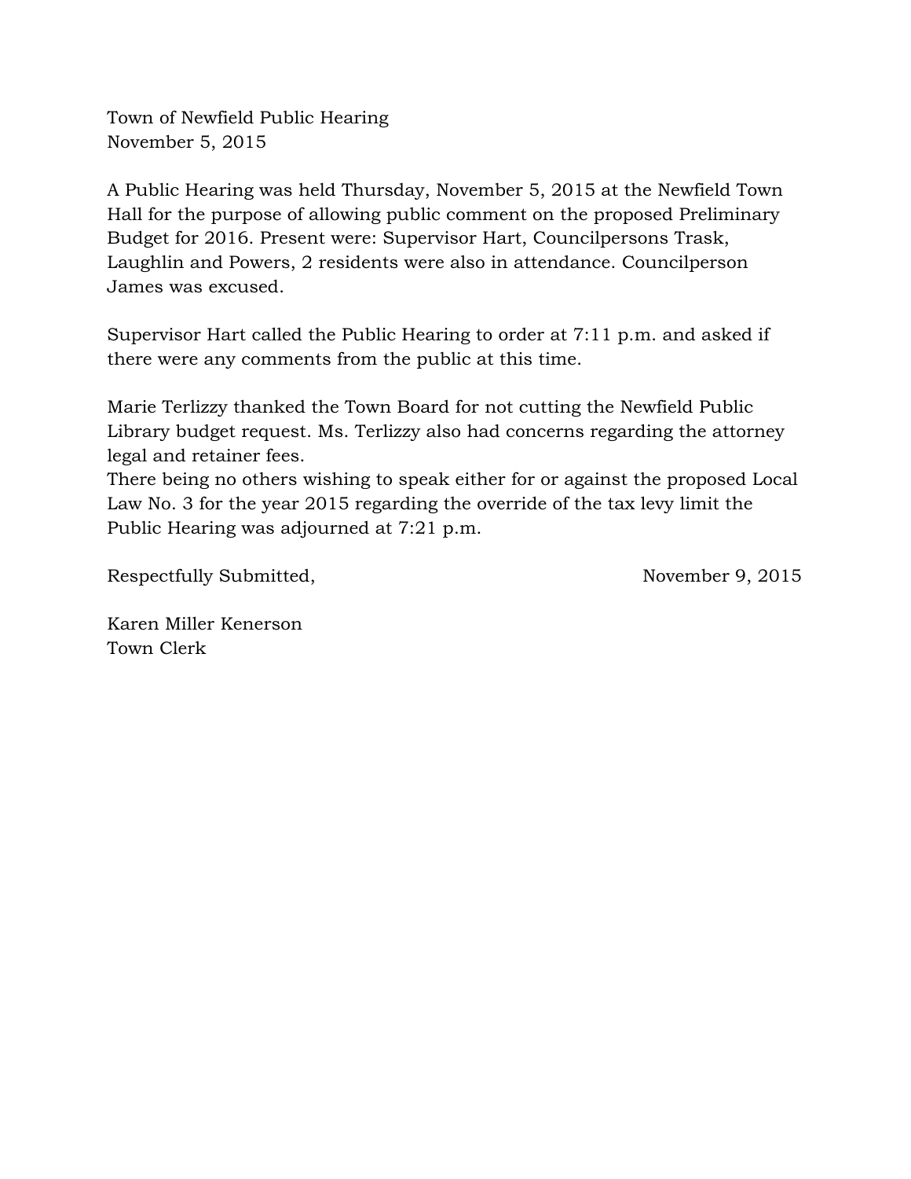Town of Newfield Public Hearing
November 5, 2015

A Public Hearing was held Thursday, November 5, 2015 at the Newfield Town Hall for the purpose of allowing public comment on the proposed Preliminary Budget for 2016. Present were: Supervisor Hart, Councilpersons Trask, Laughlin and Powers, 2 residents were also in attendance. Councilperson James was excused.

Supervisor Hart called the Public Hearing to order at 7:11 p.m. and asked if there were any comments from the public at this time.

Marie Terlizzy thanked the Town Board for not cutting the Newfield Public Library budget request. Ms. Terlizzy also had concerns regarding the attorney legal and retainer fees.
There being no others wishing to speak either for or against the proposed Local Law No. 3 for the year 2015 regarding the override of the tax levy limit the Public Hearing was adjourned at 7:21 p.m.

Respectfully Submitted, November 9, 2015

Karen Miller Kenerson
Town Clerk